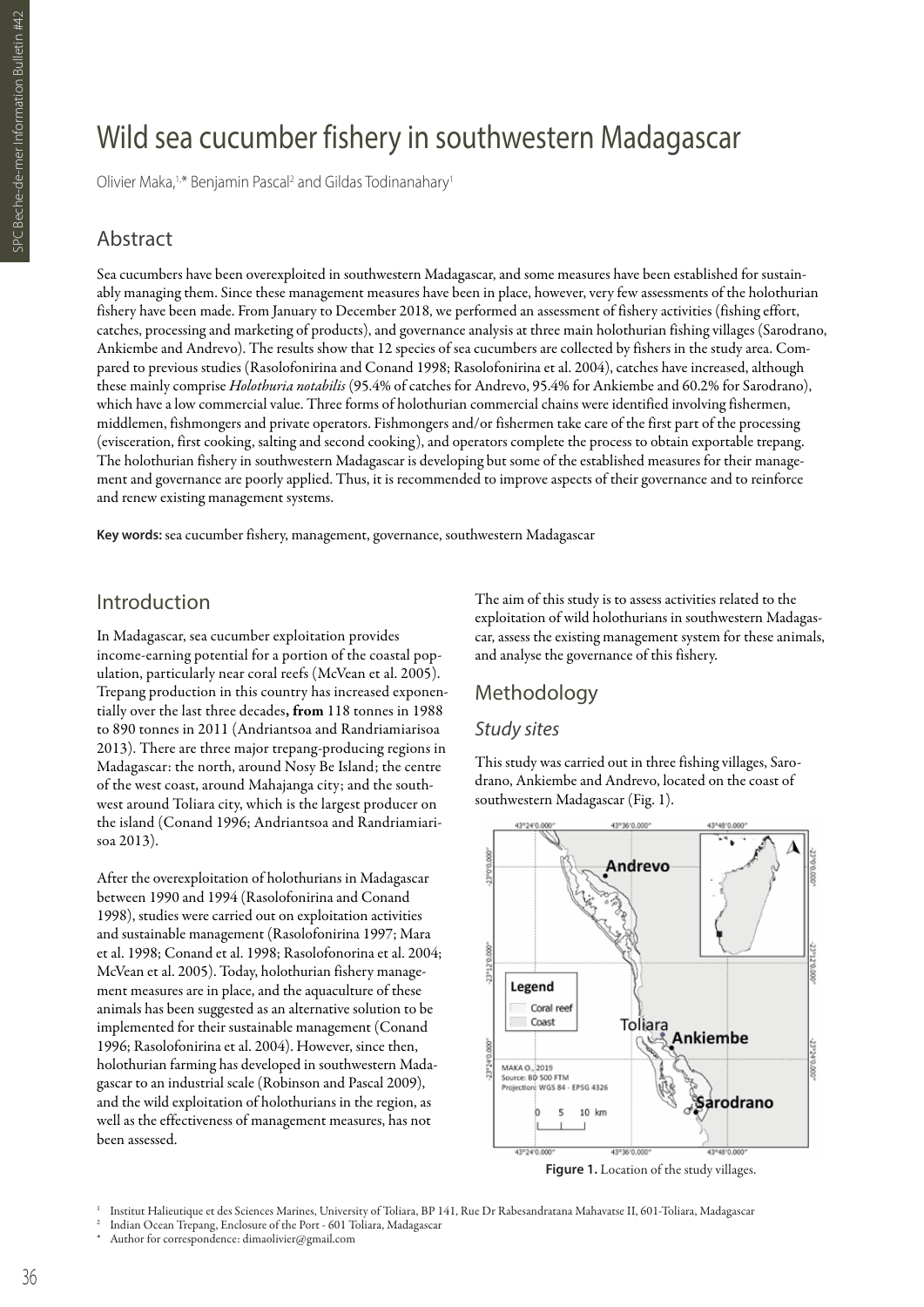# Wild sea cucumber fishery in southwestern Madagascar

Olivier Maka,[1,*] Benjamin Pascal[2] and Gildas Todinanahary[1]

## Abstract

Sea cucumbers have been overexploited in southwestern Madagascar, and some measures have been established for sustainably managing them. Since these management measures have been in place, however, very few assessments of the holothurian fishery have been made. From January to December 2018, we performed an assessment of fishery activities (fishing effort, catches, processing and marketing of products), and governance analysis at three main holothurian fishing villages (Sarodrano, Ankiembe and Andrevo). The results show that 12 species of sea cucumbers are collected by fishers in the study area. Compared to previous studies (Rasolofonirina and Conand 1998; Rasolofonirina et al. 2004), catches have increased, although these mainly comprise *Holothuria notabilis* (95.4% of catches for Andrevo, 95.4% for Ankiembe and 60.2% for Sarodrano), which have a low commercial value. Three forms of holothurian commercial chains were identified involving fishermen, middlemen, fishmongers and private operators. Fishmongers and/or fishermen take care of the first part of the processing (evisceration, first cooking, salting and second cooking), and operators complete the process to obtain exportable trepang. The holothurian fishery in southwestern Madagascar is developing but some of the established measures for their management and governance are poorly applied. Thus, it is recommended to improve aspects of their governance and to reinforce and renew existing management systems.

**Key words:** sea cucumber fishery, management, governance, southwestern Madagascar

## Introduction

In Madagascar, sea cucumber exploitation provides income-earning potential for a portion of the coastal population, particularly near coral reefs (McVean et al. 2005). Trepang production in this country has increased exponentially over the last three decades**, from** 118 tonnes in 1988 to 890 tonnes in 2011 (Andriantsoa and Randriamiarisoa 2013). There are three major trepang-producing regions in Madagascar: the north, around Nosy Be Island; the centre of the west coast, around Mahajanga city; and the southwest around Toliara city, which is the largest producer on the island (Conand 1996; Andriantsoa and Randriamiarisoa 2013).

After the overexploitation of holothurians in Madagascar between 1990 and 1994 (Rasolofonirina and Conand 1998), studies were carried out on exploitation activities and sustainable management (Rasolofonirina 1997; Mara et al. 1998; Conand et al. 1998; Rasolofonorina et al. 2004; McVean et al. 2005). Today, holothurian fishery management measures are in place, and the aquaculture of these animals has been suggested as an alternative solution to be implemented for their sustainable management (Conand 1996; Rasolofonirina et al. 2004). However, since then, holothurian farming has developed in southwestern Madagascar to an industrial scale (Robinson and Pascal 2009), and the wild exploitation of holothurians in the region, as well as the effectiveness of management measures, has not been assessed.

The aim of this study is to assess activities related to the exploitation of wild holothurians in southwestern Madagascar, assess the existing management system for these animals, and analyse the governance of this fishery.

## Methodology

### Study sites

This study was carried out in three fishing villages, Sarodrano, Ankiembe and Andrevo, located on the coast of southwestern Madagascar (Fig. 1).

**Figure 1.** Location of the study villages.

[1] Institut Halieutique et des Sciences Marines, University of Toliara, BP 141, Rue Dr Rabesandratana Mahavatse II, 601-Toliara, Madagascar

[2] Indian Ocean Trepang, Enclosure of the Port - 601 Toliara, Madagascar

[*] Author for correspondence: dimaolivier@gmail.com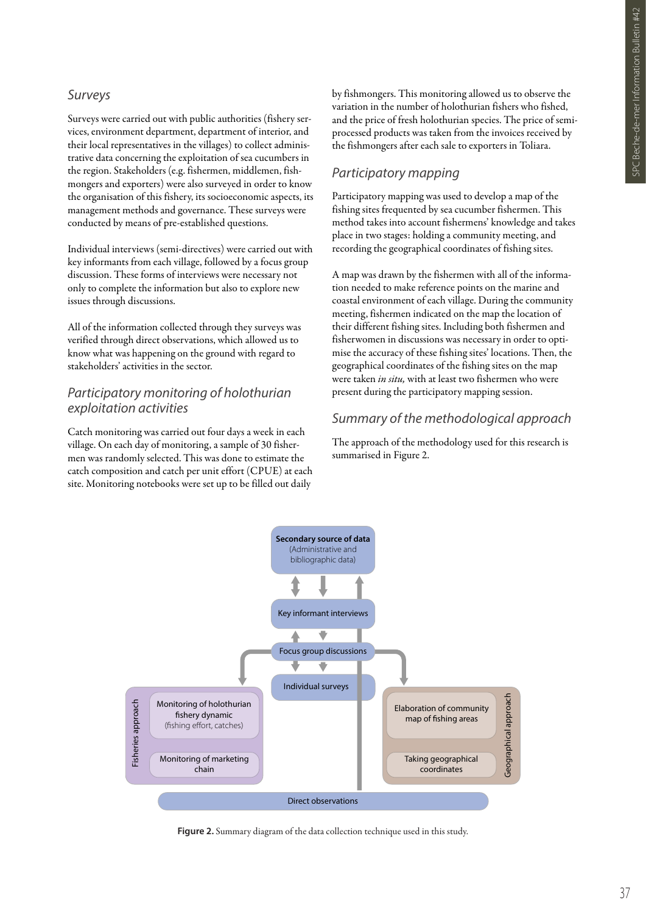### *Surveys*

Surveys were carried out with public authorities (fishery services, environment department, department of interior, and their local representatives in the villages) to collect administrative data concerning the exploitation of sea cucumbers in the region. Stakeholders (e.g. fishermen, middlemen, fishmongers and exporters) were also surveyed in order to know the organisation of this fishery, its socioeconomic aspects, its management methods and governance. These surveys were conducted by means of pre-established questions.

Individual interviews (semi-directives) were carried out with key informants from each village, followed by a focus group discussion. These forms of interviews were necessary not only to complete the information but also to explore new issues through discussions.

All of the information collected through they surveys was verified through direct observations, which allowed us to know what was happening on the ground with regard to stakeholders' activities in the sector.

### *Participatory monitoring of holothurian exploitation activities*

Catch monitoring was carried out four days a week in each village. On each day of monitoring, a sample of 30 fishermen was randomly selected. This was done to estimate the catch composition and catch per unit effort (CPUE) at each site. Monitoring notebooks were set up to be filled out daily by fishmongers. This monitoring allowed us to observe the variation in the number of holothurian fishers who fished, and the price of fresh holothurian species. The price of semi-processed products was taken from the invoices received by the fishmongers after each sale to exporters in Toliara.

### *Participatory mapping*

Participatory mapping was used to develop a map of the fishing sites frequented by sea cucumber fishermen. This method takes into account fishermens' knowledge and takes place in two stages: holding a community meeting, and recording the geographical coordinates of fishing sites.

A map was drawn by the fishermen with all of the information needed to make reference points on the marine and coastal environment of each village. During the community meeting, fishermen indicated on the map the location of their different fishing sites. Including both fishermen and fisherwomen in discussions was necessary in order to optimise the accuracy of these fishing sites' locations. Then, the geographical coordinates of the fishing sites on the map were taken *in situ,* with at least two fishermen who were present during the participatory mapping session.

### *Summary of the methodological approach*

The approach of the methodology used for this research is summarised in Figure 2.

**Secondary source of data** (Administrative and bibliographic data)

Key informant interviews

Focus group discussions

Individual surveys

Fisheries approach: Monitoring of holothurian fishery dynamic (fishing effort, catches); Monitoring of marketing chain

Geographical approach: Elaboration of community map of fishing areas; Taking geographical coordinates

Direct observations

**Figure 2.** Summary diagram of the data collection technique used in this study.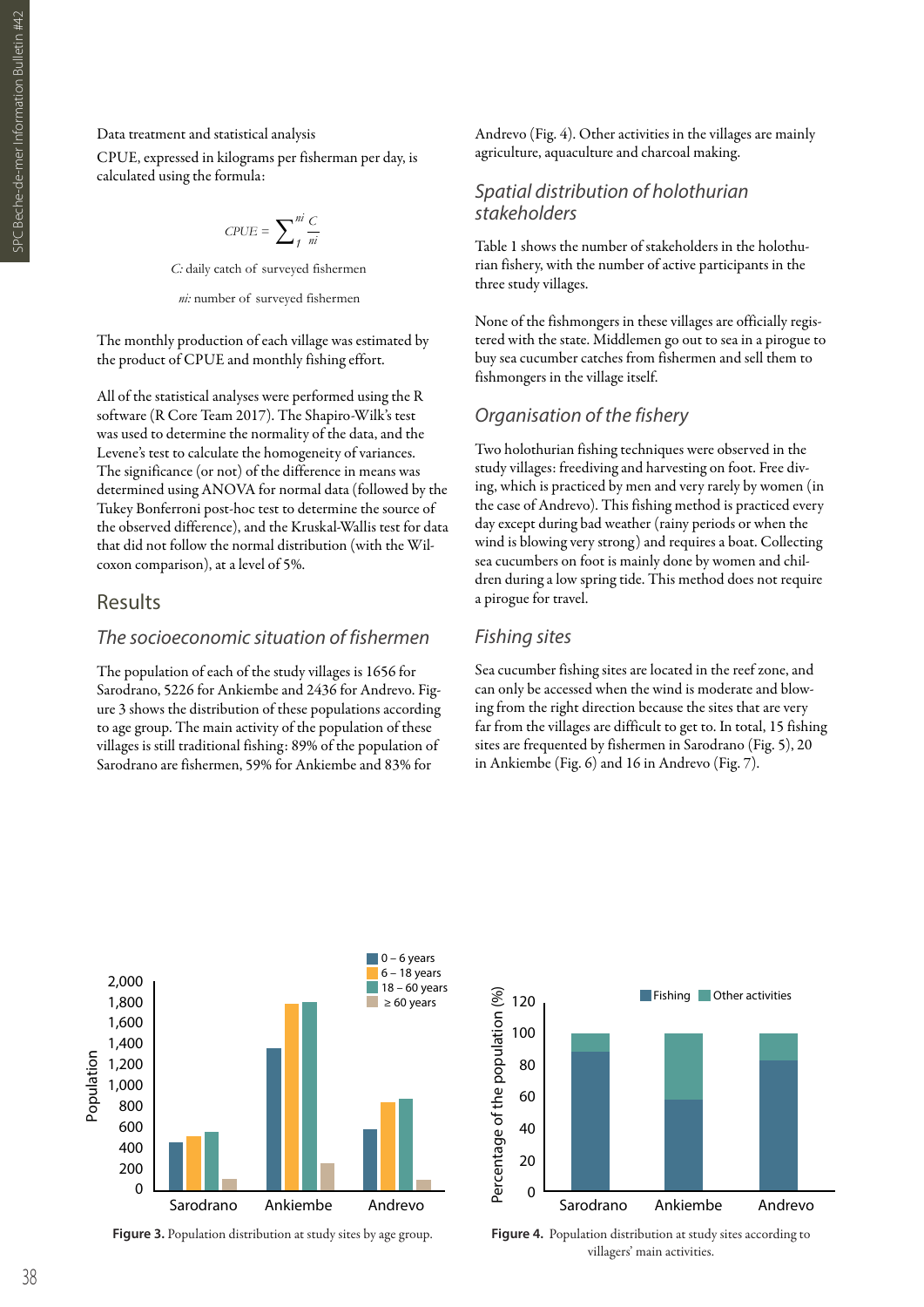Data treatment and statistical analysis

CPUE, expressed in kilograms per fisherman per day, is calculated using the formula:

$$CPUE = \sum_{1}^{ni} \frac{C}{ni}$$

*C:* daily catch of surveyed fishermen

*ni:* number of surveyed fishermen

The monthly production of each village was estimated by the product of CPUE and monthly fishing effort.

All of the statistical analyses were performed using the R software (R Core Team 2017). The Shapiro-Wilk's test was used to determine the normality of the data, and the Levene's test to calculate the homogeneity of variances. The significance (or not) of the difference in means was determined using ANOVA for normal data (followed by the Tukey Bonferroni post-hoc test to determine the source of the observed difference), and the Kruskal-Wallis test for data that did not follow the normal distribution (with the Wilcoxon comparison), at a level of 5%.

## Results

### The socioeconomic situation of fishermen

The population of each of the study villages is 1656 for Sarodrano, 5226 for Ankiembe and 2436 for Andrevo. Figure 3 shows the distribution of these populations according to age group. The main activity of the population of these villages is still traditional fishing: 89% of the population of Sarodrano are fishermen, 59% for Ankiembe and 83% for Andrevo (Fig. 4). Other activities in the villages are mainly agriculture, aquaculture and charcoal making.

### Spatial distribution of holothurian stakeholders

Table 1 shows the number of stakeholders in the holothurian fishery, with the number of active participants in the three study villages.

None of the fishmongers in these villages are officially registered with the state. Middlemen go out to sea in a pirogue to buy sea cucumber catches from fishermen and sell them to fishmongers in the village itself.

### Organisation of the fishery

Two holothurian fishing techniques were observed in the study villages: freediving and harvesting on foot. Free diving, which is practiced by men and very rarely by women (in the case of Andrevo). This fishing method is practiced every day except during bad weather (rainy periods or when the wind is blowing very strong) and requires a boat. Collecting sea cucumbers on foot is mainly done by women and children during a low spring tide. This method does not require a pirogue for travel.

### Fishing sites

Sea cucumber fishing sites are located in the reef zone, and can only be accessed when the wind is moderate and blowing from the right direction because the sites that are very far from the villages are difficult to get to. In total, 15 fishing sites are frequented by fishermen in Sarodrano (Fig. 5), 20 in Ankiembe (Fig. 6) and 16 in Andrevo (Fig. 7).

**Figure 3.** Population distribution at study sites by age group.

**Figure 4.** Population distribution at study sites according to villagers' main activities.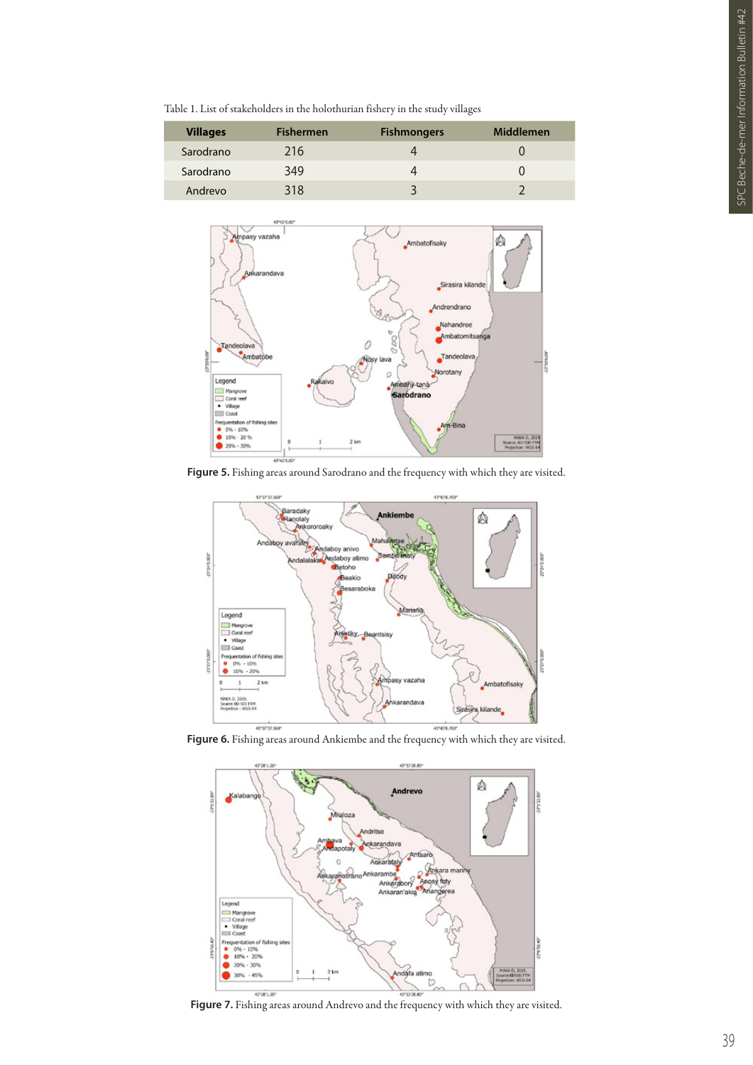Table 1. List of stakeholders in the holothurian fishery in the study villages

| Villages | Fishermen | Fishmongers | Middlemen |
| --- | --- | --- | --- |
| Sarodrano | 216 | 4 | 0 |
| Sarodrano | 349 | 4 | 0 |
| Andrevo | 318 | 3 | 2 |

**Figure 5.** Fishing areas around Sarodrano and the frequency with which they are visited.

**Figure 6.** Fishing areas around Ankiembe and the frequency with which they are visited.

**Figure 7.** Fishing areas around Andrevo and the frequency with which they are visited.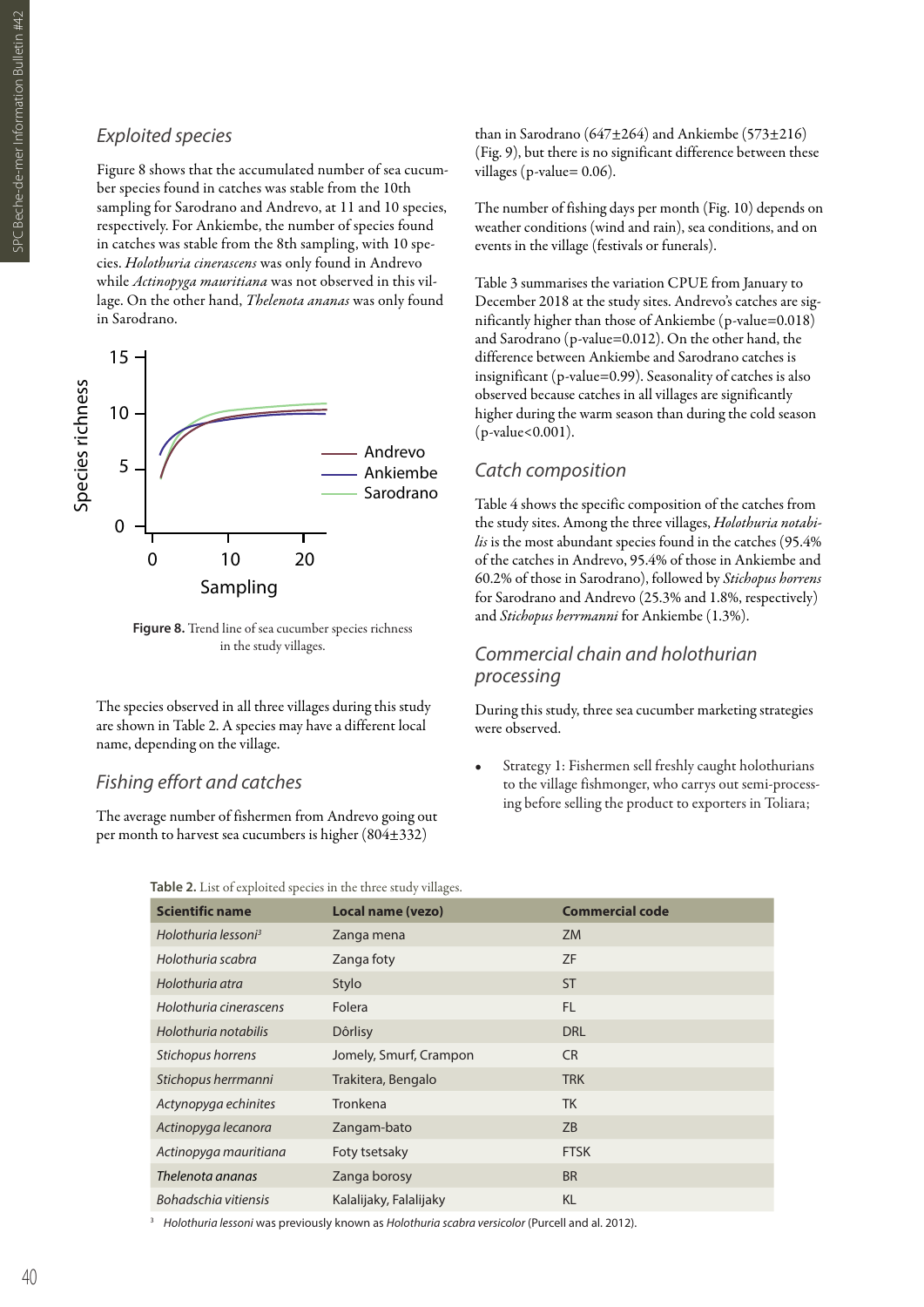## *Exploited species*

Figure 8 shows that the accumulated number of sea cucumber species found in catches was stable from the 10th sampling for Sarodrano and Andrevo, at 11 and 10 species, respectively. For Ankiembe, the number of species found in catches was stable from the 8th sampling, with 10 species. *Holothuria cinerascens* was only found in Andrevo while *Actinopyga mauritiana* was not observed in this village. On the other hand, *Thelenota ananas* was only found in Sarodrano.

**Figure 8.** Trend line of sea cucumber species richness in the study villages.

The species observed in all three villages during this study are shown in Table 2. A species may have a different local name, depending on the village.

## *Fishing effort and catches*

The average number of fishermen from Andrevo going out per month to harvest sea cucumbers is higher (804±332) than in Sarodrano (647±264) and Ankiembe (573±216) (Fig. 9), but there is no significant difference between these villages (p-value= 0.06).

The number of fishing days per month (Fig. 10) depends on weather conditions (wind and rain), sea conditions, and on events in the village (festivals or funerals).

Table 3 summarises the variation CPUE from January to December 2018 at the study sites. Andrevo's catches are significantly higher than those of Ankiembe (p-value=0.018) and Sarodrano (p-value=0.012). On the other hand, the difference between Ankiembe and Sarodrano catches is insignificant (p-value=0.99). Seasonality of catches is also observed because catches in all villages are significantly higher during the warm season than during the cold season (p-value<0.001).

## *Catch composition*

Table 4 shows the specific composition of the catches from the study sites. Among the three villages, *Holothuria notabilis* is the most abundant species found in the catches (95.4% of the catches in Andrevo, 95.4% of those in Ankiembe and 60.2% of those in Sarodrano), followed by *Stichopus horrens* for Sarodrano and Andrevo (25.3% and 1.8%, respectively) and *Stichopus herrmanni* for Ankiembe (1.3%).

## *Commercial chain and holothurian processing*

During this study, three sea cucumber marketing strategies were observed.

- Strategy 1: Fishermen sell freshly caught holothurians to the village fishmonger, who carrys out semi-processing before selling the product to exporters in Toliara;

**Table 2.** List of exploited species in the three study villages.

| Scientific name | Local name (vezo) | Commercial code |
|---|---|---|
| *Holothuria lessoni*[3] | Zanga mena | ZM |
| *Holothuria scabra* | Zanga foty | ZF |
| *Holothuria atra* | Stylo | ST |
| *Holothuria cinerascens* | Folera | FL |
| *Holothuria notabilis* | Dôrlisy | DRL |
| *Stichopus horrens* | Jomely, Smurf, Crampon | CR |
| *Stichopus herrmanni* | Trakitera, Bengalo | TRK |
| *Actynopyga echinites* | Tronkena | TK |
| *Actinopyga lecanora* | Zangam-bato | ZB |
| *Actinopyga mauritiana* | Foty tsetsaky | FTSK |
| *Thelenota ananas* | Zanga borosy | BR |
| *Bohadschia vitiensis* | Kalalijaky, Falalijaky | KL |

[3] *Holothuria lessoni* was previously known as *Holothuria scabra versicolor* (Purcell and al. 2012).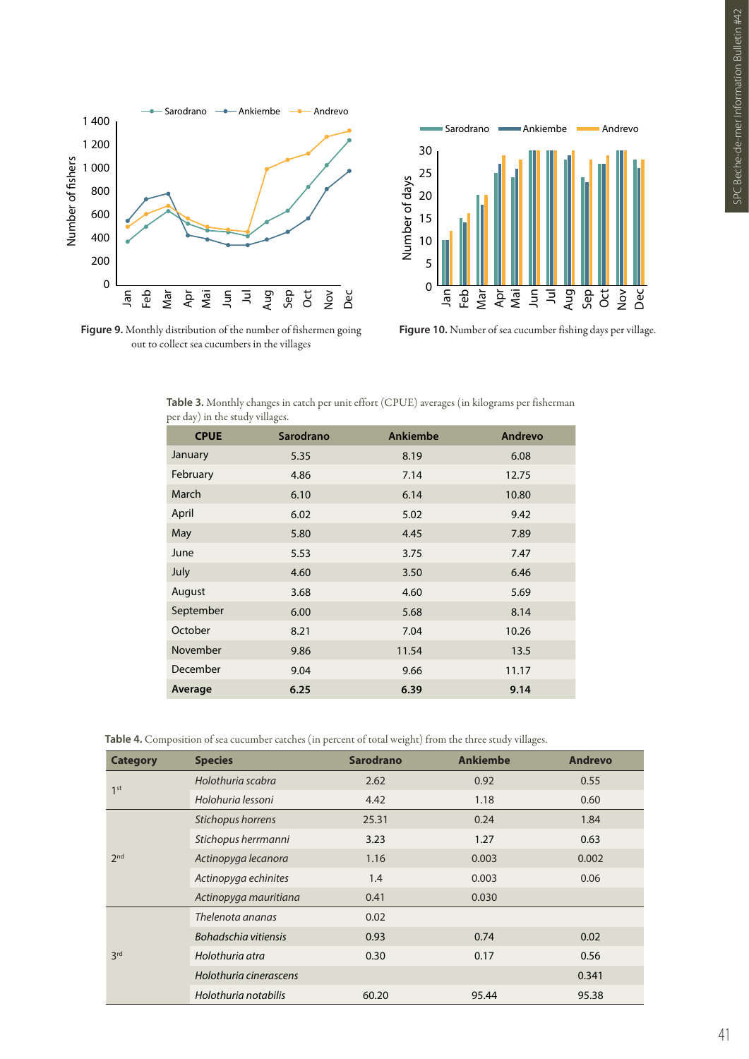**Figure 9.** Monthly distribution of the number of fishermen going out to collect sea cucumbers in the villages

**Figure 10.** Number of sea cucumber fishing days per village.

**Table 3.** Monthly changes in catch per unit effort (CPUE) averages (in kilograms per fisherman per day) in the study villages.

| CPUE | Sarodrano | Ankiembe | Andrevo |
|---|---|---|---|
| January | 5.35 | 8.19 | 6.08 |
| February | 4.86 | 7.14 | 12.75 |
| March | 6.10 | 6.14 | 10.80 |
| April | 6.02 | 5.02 | 9.42 |
| May | 5.80 | 4.45 | 7.89 |
| June | 5.53 | 3.75 | 7.47 |
| July | 4.60 | 3.50 | 6.46 |
| August | 3.68 | 4.60 | 5.69 |
| September | 6.00 | 5.68 | 8.14 |
| October | 8.21 | 7.04 | 10.26 |
| November | 9.86 | 11.54 | 13.5 |
| December | 9.04 | 9.66 | 11.17 |
| **Average** | **6.25** | **6.39** | **9.14** |

**Table 4.** Composition of sea cucumber catches (in percent of total weight) from the three study villages.

| Category | Species | Sarodrano | Ankiembe | Andrevo |
|---|---|---|---|---|
| 1st | *Holothuria scabra* | 2.62 | 0.92 | 0.55 |
| | *Holohuria lessoni* | 4.42 | 1.18 | 0.60 |
| 2nd | *Stichopus horrens* | 25.31 | 0.24 | 1.84 |
| | *Stichopus herrmanni* | 3.23 | 1.27 | 0.63 |
| | *Actinopyga lecanora* | 1.16 | 0.003 | 0.002 |
| | *Actinopyga echinites* | 1.4 | 0.003 | 0.06 |
| | *Actinopyga mauritiana* | 0.41 | 0.030 | |
| 3rd | *Thelenota ananas* | 0.02 | | |
| | *Bohadschia vitiensis* | 0.93 | 0.74 | 0.02 |
| | *Holothuria atra* | 0.30 | 0.17 | 0.56 |
| | *Holothuria cinerascens* | | | 0.341 |
| | *Holothuria notabilis* | 60.20 | 95.44 | 95.38 |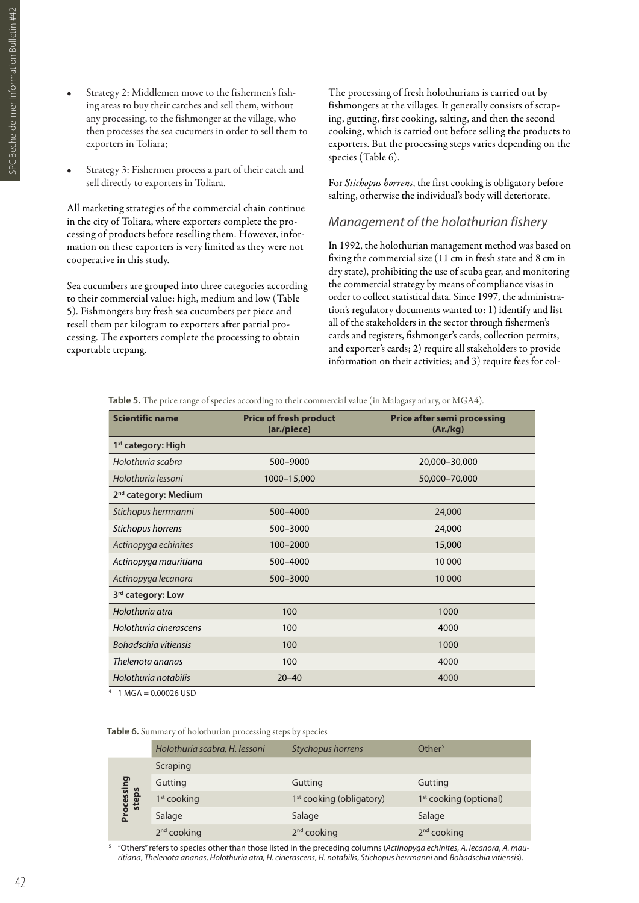- Strategy 2: Middlemen move to the fishermen's fishing areas to buy their catches and sell them, without any processing, to the fishmonger at the village, who then processes the sea cucumbers in order to sell them to exporters in Toliara;
- Strategy 3: Fishermen process a part of their catch and sell directly to exporters in Toliara.

All marketing strategies of the commercial chain continue in the city of Toliara, where exporters complete the processing of products before reselling them. However, information on these exporters is very limited as they were not cooperative in this study.

Sea cucumbers are grouped into three categories according to their commercial value: high, medium and low (Table 5). Fishmongers buy fresh sea cucumbers per piece and resell them per kilogram to exporters after partial processing. The exporters complete the processing to obtain exportable trepang.

The processing of fresh holothurians is carried out by fishmongers at the villages. It generally consists of scraping, gutting, first cooking, salting, and then the second cooking, which is carried out before selling the products to exporters. But the processing steps varies depending on the species (Table 6).

For *Stichopus horrens*, the first cooking is obligatory before salting, otherwise the individual's body will deteriorate.

## Management of the holothurian fishery

In 1992, the holothurian management method was based on fixing the commercial size (11 cm in fresh state and 8 cm in dry state), prohibiting the use of scuba gear, and monitoring the commercial strategy by means of compliance visas in order to collect statistical data. Since 1997, the administration's regulatory documents wanted to: 1) identify and list all of the stakeholders in the sector through fishermen's cards and registers, fishmonger's cards, collection permits, and exporter's cards; 2) require all stakeholders to provide information on their activities; and 3) require fees for col-

**Table 5.** The price range of species according to their commercial value (in Malagasy ariary, or MGA[4]).

| Scientific name | Price of fresh product (ar./piece) | Price after semi processing (Ar./kg) |
|---|---|---|
| **1st category: High** | | |
| *Holothuria scabra* | 500–9000 | 20,000–30,000 |
| *Holothuria lessoni* | 1000–15,000 | 50,000–70,000 |
| **2nd category: Medium** | | |
| *Stichopus herrmanni* | 500–4000 | 24,000 |
| *Stichopus horrens* | 500–3000 | 24,000 |
| *Actinopyga echinites* | 100–2000 | 15,000 |
| *Actinopyga mauritiana* | 500–4000 | 10 000 |
| *Actinopyga lecanora* | 500–3000 | 10 000 |
| **3rd category: Low** | | |
| *Holothuria atra* | 100 | 1000 |
| *Holothuria cinerascens* | 100 | 4000 |
| *Bohadschia vitiensis* | 100 | 1000 |
| *Thelenota ananas* | 100 | 4000 |
| *Holothuria notabilis* | 20–40 | 4000 |

[4] 1 MGA = 0.00026 USD

**Table 6.** Summary of holothurian processing steps by species

| | *Holothuria scabra, H. lessoni* | *Stychopus horrens* | Other[5] |
|---|---|---|---|
| Processing steps | Scraping | | |
| | Gutting | Gutting | Gutting |
| | 1st cooking | 1st cooking (obligatory) | 1st cooking (optional) |
| | Salage | Salage | Salage |
| | 2nd cooking | 2nd cooking | 2nd cooking |

[5] "Others" refers to species other than those listed in the preceding columns (*Actinopyga echinites*, *A. lecanora*, *A. mauritiana*, *Thelenota ananas*, *Holothuria atra*, *H. cinerascens*, *H. notabilis*, *Stichopus herrmanni* and *Bohadschia vitiensis*).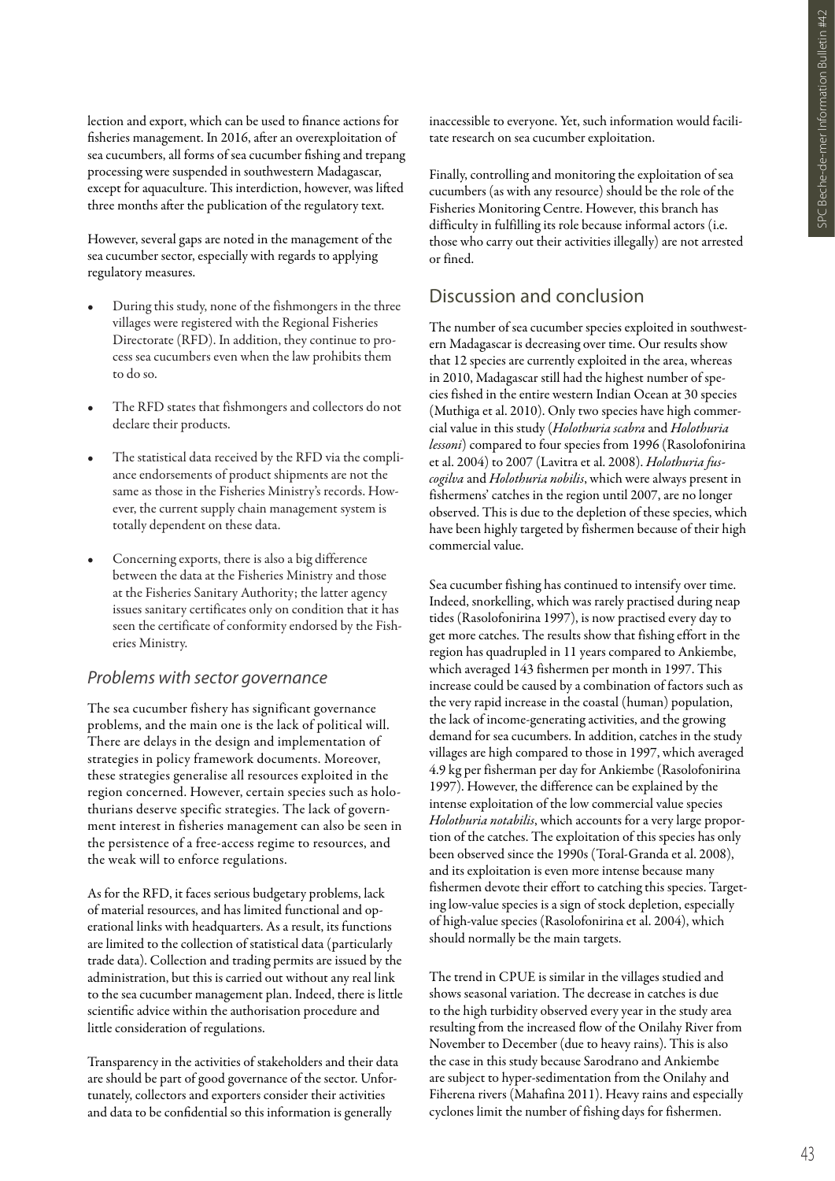lection and export, which can be used to finance actions for fisheries management. In 2016, after an overexploitation of sea cucumbers, all forms of sea cucumber fishing and trepang processing were suspended in southwestern Madagascar, except for aquaculture. This interdiction, however, was lifted three months after the publication of the regulatory text.

However, several gaps are noted in the management of the sea cucumber sector, especially with regards to applying regulatory measures.

- During this study, none of the fishmongers in the three villages were registered with the Regional Fisheries Directorate (RFD). In addition, they continue to process sea cucumbers even when the law prohibits them to do so.
- The RFD states that fishmongers and collectors do not declare their products.
- The statistical data received by the RFD via the compliance endorsements of product shipments are not the same as those in the Fisheries Ministry's records. However, the current supply chain management system is totally dependent on these data.
- Concerning exports, there is also a big difference between the data at the Fisheries Ministry and those at the Fisheries Sanitary Authority; the latter agency issues sanitary certificates only on condition that it has seen the certificate of conformity endorsed by the Fisheries Ministry.

### *Problems with sector governance*

The sea cucumber fishery has significant governance problems, and the main one is the lack of political will. There are delays in the design and implementation of strategies in policy framework documents. Moreover, these strategies generalise all resources exploited in the region concerned. However, certain species such as holothurians deserve specific strategies. The lack of government interest in fisheries management can also be seen in the persistence of a free-access regime to resources, and the weak will to enforce regulations.

As for the RFD, it faces serious budgetary problems, lack of material resources, and has limited functional and operational links with headquarters. As a result, its functions are limited to the collection of statistical data (particularly trade data). Collection and trading permits are issued by the administration, but this is carried out without any real link to the sea cucumber management plan. Indeed, there is little scientific advice within the authorisation procedure and little consideration of regulations.

Transparency in the activities of stakeholders and their data are should be part of good governance of the sector. Unfortunately, collectors and exporters consider their activities and data to be confidential so this information is generally inaccessible to everyone. Yet, such information would facilitate research on sea cucumber exploitation.

Finally, controlling and monitoring the exploitation of sea cucumbers (as with any resource) should be the role of the Fisheries Monitoring Centre. However, this branch has difficulty in fulfilling its role because informal actors (i.e. those who carry out their activities illegally) are not arrested or fined.

## Discussion and conclusion

The number of sea cucumber species exploited in southwestern Madagascar is decreasing over time. Our results show that 12 species are currently exploited in the area, whereas in 2010, Madagascar still had the highest number of species fished in the entire western Indian Ocean at 30 species (Muthiga et al. 2010). Only two species have high commercial value in this study (*Holothuria scabra* and *Holothuria lessoni*) compared to four species from 1996 (Rasolofonirina et al. 2004) to 2007 (Lavitra et al. 2008). *Holothuria fuscogilva* and *Holothuria nobilis*, which were always present in fishermens' catches in the region until 2007, are no longer observed. This is due to the depletion of these species, which have been highly targeted by fishermen because of their high commercial value.

Sea cucumber fishing has continued to intensify over time. Indeed, snorkelling, which was rarely practised during neap tides (Rasolofonirina 1997), is now practised every day to get more catches. The results show that fishing effort in the region has quadrupled in 11 years compared to Ankiembe, which averaged 143 fishermen per month in 1997. This increase could be caused by a combination of factors such as the very rapid increase in the coastal (human) population, the lack of income-generating activities, and the growing demand for sea cucumbers. In addition, catches in the study villages are high compared to those in 1997, which averaged 4.9 kg per fisherman per day for Ankiembe (Rasolofonirina 1997). However, the difference can be explained by the intense exploitation of the low commercial value species *Holothuria notabilis*, which accounts for a very large proportion of the catches. The exploitation of this species has only been observed since the 1990s (Toral-Granda et al. 2008), and its exploitation is even more intense because many fishermen devote their effort to catching this species. Targeting low-value species is a sign of stock depletion, especially of high-value species (Rasolofonirina et al. 2004), which should normally be the main targets.

The trend in CPUE is similar in the villages studied and shows seasonal variation. The decrease in catches is due to the high turbidity observed every year in the study area resulting from the increased flow of the Onilahy River from November to December (due to heavy rains). This is also the case in this study because Sarodrano and Ankiembe are subject to hyper-sedimentation from the Onilahy and Fiherena rivers (Mahafina 2011). Heavy rains and especially cyclones limit the number of fishing days for fishermen.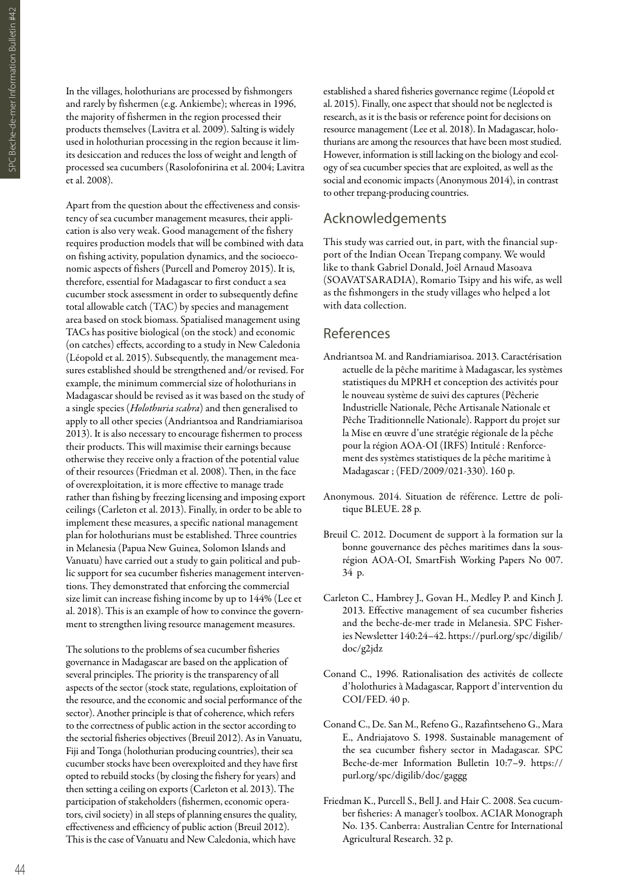In the villages, holothurians are processed by fishmongers and rarely by fishermen (e.g. Ankiembe); whereas in 1996, the majority of fishermen in the region processed their products themselves (Lavitra et al. 2009). Salting is widely used in holothurian processing in the region because it limits desiccation and reduces the loss of weight and length of processed sea cucumbers (Rasolofonirina et al. 2004; Lavitra et al. 2008).

Apart from the question about the effectiveness and consistency of sea cucumber management measures, their application is also very weak. Good management of the fishery requires production models that will be combined with data on fishing activity, population dynamics, and the socioeconomic aspects of fishers (Purcell and Pomeroy 2015). It is, therefore, essential for Madagascar to first conduct a sea cucumber stock assessment in order to subsequently define total allowable catch (TAC) by species and management area based on stock biomass. Spatialised management using TACs has positive biological (on the stock) and economic (on catches) effects, according to a study in New Caledonia (Léopold et al. 2015). Subsequently, the management measures established should be strengthened and/or revised. For example, the minimum commercial size of holothurians in Madagascar should be revised as it was based on the study of a single species (*Holothuria scabra*) and then generalised to apply to all other species (Andriantsoa and Randriamiarisoa 2013). It is also necessary to encourage fishermen to process their products. This will maximise their earnings because otherwise they receive only a fraction of the potential value of their resources (Friedman et al. 2008). Then, in the face of overexploitation, it is more effective to manage trade rather than fishing by freezing licensing and imposing export ceilings (Carleton et al. 2013). Finally, in order to be able to implement these measures, a specific national management plan for holothurians must be established. Three countries in Melanesia (Papua New Guinea, Solomon Islands and Vanuatu) have carried out a study to gain political and public support for sea cucumber fisheries management interventions. They demonstrated that enforcing the commercial size limit can increase fishing income by up to 144% (Lee et al. 2018). This is an example of how to convince the government to strengthen living resource management measures.

The solutions to the problems of sea cucumber fisheries governance in Madagascar are based on the application of several principles. The priority is the transparency of all aspects of the sector (stock state, regulations, exploitation of the resource, and the economic and social performance of the sector). Another principle is that of coherence, which refers to the correctness of public action in the sector according to the sectorial fisheries objectives (Breuil 2012). As in Vanuatu, Fiji and Tonga (holothurian producing countries), their sea cucumber stocks have been overexploited and they have first opted to rebuild stocks (by closing the fishery for years) and then setting a ceiling on exports (Carleton et al. 2013). The participation of stakeholders (fishermen, economic operators, civil society) in all steps of planning ensures the quality, effectiveness and efficiency of public action (Breuil 2012). This is the case of Vanuatu and New Caledonia, which have established a shared fisheries governance regime (Léopold et al. 2015). Finally, one aspect that should not be neglected is research, as it is the basis or reference point for decisions on resource management (Lee et al. 2018). In Madagascar, holothurians are among the resources that have been most studied. However, information is still lacking on the biology and ecology of sea cucumber species that are exploited, as well as the social and economic impacts (Anonymous 2014), in contrast to other trepang-producing countries.

## Acknowledgements

This study was carried out, in part, with the financial support of the Indian Ocean Trepang company. We would like to thank Gabriel Donald, Joël Arnaud Masoava (SOAVATSARADIA), Romario Tsipy and his wife, as well as the fishmongers in the study villages who helped a lot with data collection.

## References

Andriantsoa M. and Randriamiarisoa. 2013. Caractérisation actuelle de la pêche maritime à Madagascar, les systèmes statistiques du MPRH et conception des activités pour le nouveau système de suivi des captures (Pêcherie Industrielle Nationale, Pêche Artisanale Nationale et Pêche Traditionnelle Nationale). Rapport du projet sur la Mise en œuvre d'une stratégie régionale de la pêche pour la région AOA-OI (IRFS) Intitulé : Renforcement des systèmes statistiques de la pêche maritime à Madagascar ; (FED/2009/021-330). 160 p.

Anonymous. 2014. Situation de référence. Lettre de politique BLEUE. 28 p.

Breuil C. 2012. Document de support à la formation sur la bonne gouvernance des pêches maritimes dans la sous-région AOA-OI, SmartFish Working Papers No 007. 34 p.

Carleton C., Hambrey J., Govan H., Medley P. and Kinch J. 2013. Effective management of sea cucumber fisheries and the beche-de-mer trade in Melanesia. SPC Fisheries Newsletter 140:24–42. https://purl.org/spc/digilib/doc/g2jdz

Conand C., 1996. Rationalisation des activités de collecte d'holothuries à Madagascar, Rapport d'intervention du COI/FED. 40 p.

Conand C., De. San M., Refeno G., Razafintseheno G., Mara E., Andriajatovo S. 1998. Sustainable management of the sea cucumber fishery sector in Madagascar. SPC Beche-de-mer Information Bulletin 10:7–9. https://purl.org/spc/digilib/doc/gaggg

Friedman K., Purcell S., Bell J. and Hair C. 2008. Sea cucumber fisheries: A manager's toolbox. ACIAR Monograph No. 135. Canberra: Australian Centre for International Agricultural Research. 32 p.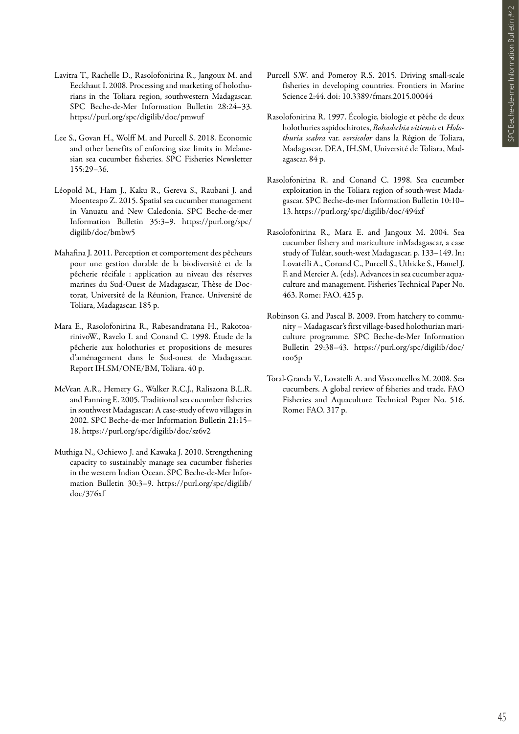Lavitra T., Rachelle D., Rasolofonirina R., Jangoux M. and Eeckhaut I. 2008. Processing and marketing of holothurians in the Toliara region, southwestern Madagascar. SPC Beche-de-Mer Information Bulletin 28:24–33. https://purl.org/spc/digilib/doc/pmwuf

Lee S., Govan H., Wolff M. and Purcell S. 2018. Economic and other benefits of enforcing size limits in Melanesian sea cucumber fisheries. SPC Fisheries Newsletter 155:29–36.

Léopold M., Ham J., Kaku R., Gereva S., Raubani J. and Moenteapo Z. 2015. Spatial sea cucumber management in Vanuatu and New Caledonia. SPC Beche-de-mer Information Bulletin 35:3–9. https://purl.org/spc/digilib/doc/bmbw5

Mahafina J. 2011. Perception et comportement des pêcheurs pour une gestion durable de la biodiversité et de la pêcherie récifale : application au niveau des réserves marines du Sud-Ouest de Madagascar, Thèse de Doctorat, Université de la Réunion, France. Université de Toliara, Madagascar. 185 p.

Mara E., Rasolofonirina R., Rabesandratana H., RakotoarinivoW., Ravelo I. and Conand C. 1998. Étude de la pêcherie aux holothuries et propositions de mesures d'aménagement dans le Sud-ouest de Madagascar. Report IH.SM/ONE/BM, Toliara. 40 p.

McVean A.R., Hemery G., Walker R.C.J., Ralisaona B.L.R. and Fanning E. 2005. Traditional sea cucumber fisheries in southwest Madagascar: A case-study of two villages in 2002. SPC Beche-de-mer Information Bulletin 21:15–18. https://purl.org/spc/digilib/doc/sz6v2

Muthiga N., Ochiewo J. and Kawaka J. 2010. Strengthening capacity to sustainably manage sea cucumber fisheries in the western Indian Ocean. SPC Beche-de-Mer Information Bulletin 30:3–9. https://purl.org/spc/digilib/doc/376xf

Purcell S.W. and Pomeroy R.S. 2015. Driving small-scale fisheries in developing countries. Frontiers in Marine Science 2:44. doi: 10.3389/fmars.2015.00044

Rasolofonirina R. 1997. Écologie, biologie et pêche de deux holothuries aspidochirotes, *Bohadschia vitiensis* et *Holothuria scabra* var. *versicolor* dans la Région de Toliara, Madagascar. DEA, IH.SM, Université de Toliara, Madagascar. 84 p.

Rasolofonirina R. and Conand C. 1998. Sea cucumber exploitation in the Toliara region of south-west Madagascar. SPC Beche-de-mer Information Bulletin 10:10–13. https://purl.org/spc/digilib/doc/494xf

Rasolofonirina R., Mara E. and Jangoux M. 2004. Sea cucumber fishery and mariculture inMadagascar, a case study of Tuléar, south-west Madagascar. p. 133–149. In: Lovatelli A., Conand C., Purcell S., Uthicke S., Hamel J. F. and Mercier A. (eds). Advances in sea cucumber aquaculture and management. Fisheries Technical Paper No. 463. Rome: FAO. 425 p.

Robinson G. and Pascal B. 2009. From hatchery to community – Madagascar's first village-based holothurian mariculture programme. SPC Beche-de-Mer Information Bulletin 29:38–43. https://purl.org/spc/digilib/doc/roo5p

Toral-Granda V., Lovatelli A. and Vasconcellos M. 2008. Sea cucumbers. A global review of fsheries and trade. FAO Fisheries and Aquaculture Technical Paper No. 516. Rome: FAO. 317 p.